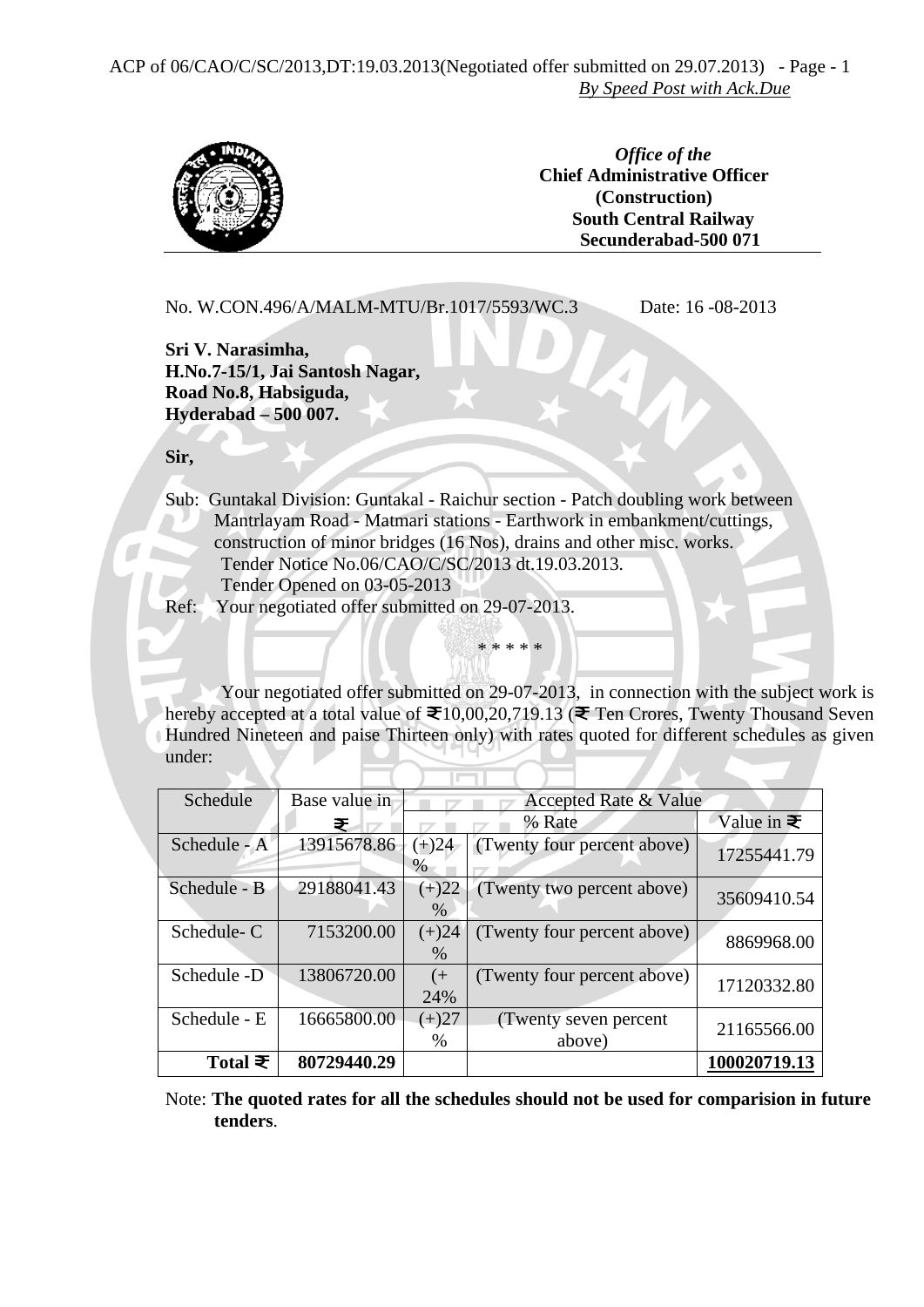*By Speed Post with Ack.Due*

*Office of the*
**Chief Administrative Officer**
**(Construction)**
**South Central Railway**
**Secunderabad-500 071**

No. W.CON.496/A/MALM-MTU/Br.1017/5593/WC.3 Date: 16 -08-2013

**Sri V. Narasimha,**
**H.No.7-15/1, Jai Santosh Nagar,**
**Road No.8, Habsiguda,**
**Hyderabad – 500 007.**

**Sir,**

Sub: Guntakal Division: Guntakal - Raichur section - Patch doubling work between Mantrlayam Road - Matmari stations - Earthwork in embankment/cuttings, construction of minor bridges (16 Nos), drains and other misc. works.
Tender Notice No.06/CAO/C/SC/2013 dt.19.03.2013.
Tender Opened on 03-05-2013

Ref: Your negotiated offer submitted on 29-07-2013.

\* \* \* \* \*

Your negotiated offer submitted on 29-07-2013, in connection with the subject work is hereby accepted at a total value of ₹10,00,20,719.13 (₹ Ten Crores, Twenty Thousand Seven Hundred Nineteen and paise Thirteen only) with rates quoted for different schedules as given under:

| Schedule | Base value in ₹ | Accepted Rate & Value | | |
|---|---|---|---|---|
| | | % Rate | | Value in ₹ |
| Schedule - A | 13915678.86 | (+)24 % | (Twenty four percent above) | 17255441.79 |
| Schedule - B | 29188041.43 | (+)22 % | (Twenty two percent above) | 35609410.54 |
| Schedule- C | 7153200.00 | (+)24 % | (Twenty four percent above) | 8869968.00 |
| Schedule -D | 13806720.00 | (+ 24% | (Twenty four percent above) | 17120332.80 |
| Schedule - E | 16665800.00 | (+)27 % | (Twenty seven percent above) | 21165566.00 |
| **Total ₹** | **80729440.29** | | | **100020719.13** |

Note: **The quoted rates for all the schedules should not be used for comparision in future tenders**.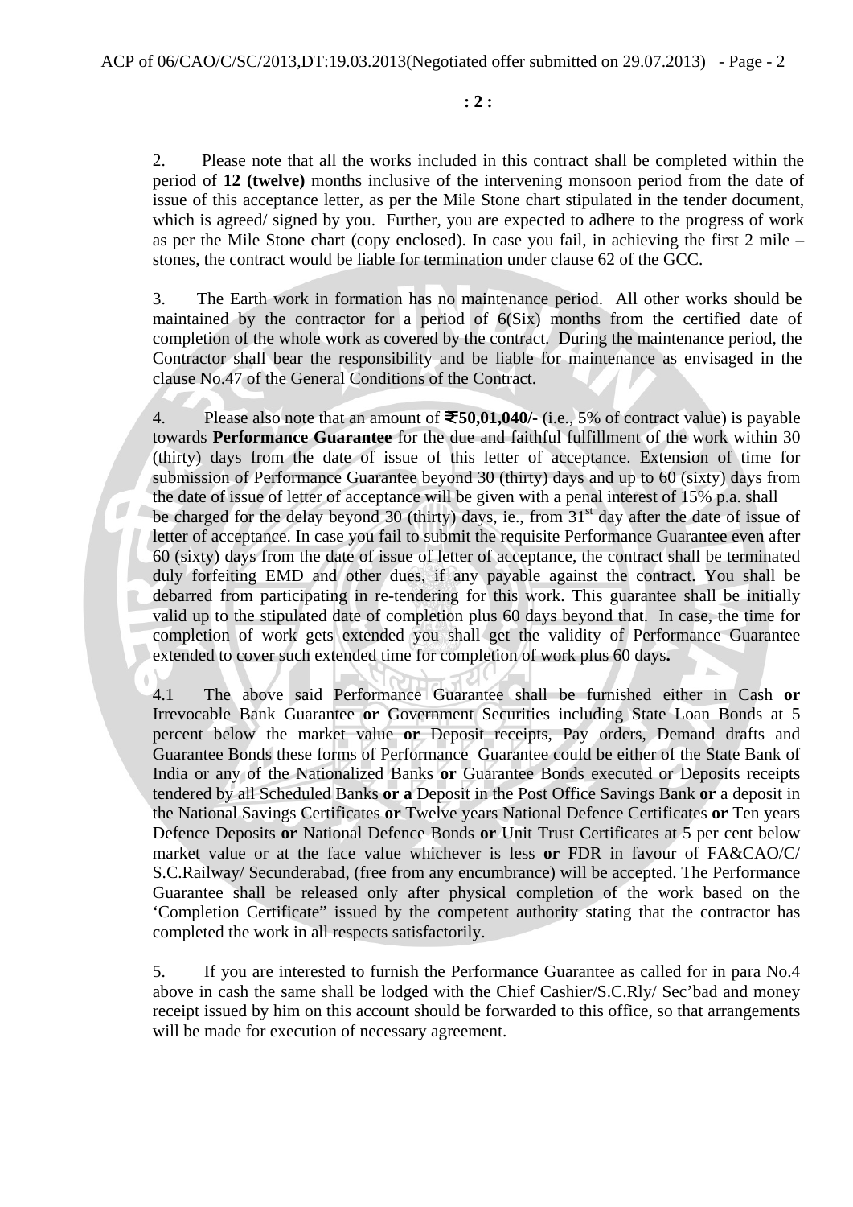: 2 :

2. Please note that all the works included in this contract shall be completed within the period of **12 (twelve)** months inclusive of the intervening monsoon period from the date of issue of this acceptance letter, as per the Mile Stone chart stipulated in the tender document, which is agreed/ signed by you. Further, you are expected to adhere to the progress of work as per the Mile Stone chart (copy enclosed). In case you fail, in achieving the first 2 mile – stones, the contract would be liable for termination under clause 62 of the GCC.

3. The Earth work in formation has no maintenance period. All other works should be maintained by the contractor for a period of 6(Six) months from the certified date of completion of the whole work as covered by the contract. During the maintenance period, the Contractor shall bear the responsibility and be liable for maintenance as envisaged in the clause No.47 of the General Conditions of the Contract.

4. Please also note that an amount of **₹50,01,040/-** (i.e., 5% of contract value) is payable towards **Performance Guarantee** for the due and faithful fulfillment of the work within 30 (thirty) days from the date of issue of this letter of acceptance. Extension of time for submission of Performance Guarantee beyond 30 (thirty) days and up to 60 (sixty) days from the date of issue of letter of acceptance will be given with a penal interest of 15% p.a. shall be charged for the delay beyond 30 (thirty) days, ie., from 31st day after the date of issue of letter of acceptance. In case you fail to submit the requisite Performance Guarantee even after 60 (sixty) days from the date of issue of letter of acceptance, the contract shall be terminated duly forfeiting EMD and other dues, if any payable against the contract. You shall be debarred from participating in re-tendering for this work. This guarantee shall be initially valid up to the stipulated date of completion plus 60 days beyond that. In case, the time for completion of work gets extended you shall get the validity of Performance Guarantee extended to cover such extended time for completion of work plus 60 days**.**

4.1 The above said Performance Guarantee shall be furnished either in Cash **or** Irrevocable Bank Guarantee **or** Government Securities including State Loan Bonds at 5 percent below the market value **or** Deposit receipts, Pay orders, Demand drafts and Guarantee Bonds these forms of Performance Guarantee could be either of the State Bank of India or any of the Nationalized Banks **or** Guarantee Bonds executed or Deposits receipts tendered by all Scheduled Banks **or a** Deposit in the Post Office Savings Bank **or** a deposit in the National Savings Certificates **or** Twelve years National Defence Certificates **or** Ten years Defence Deposits **or** National Defence Bonds **or** Unit Trust Certificates at 5 per cent below market value or at the face value whichever is less **or** FDR in favour of FA&CAO/C/ S.C.Railway/ Secunderabad, (free from any encumbrance) will be accepted. The Performance Guarantee shall be released only after physical completion of the work based on the 'Completion Certificate" issued by the competent authority stating that the contractor has completed the work in all respects satisfactorily.

5. If you are interested to furnish the Performance Guarantee as called for in para No.4 above in cash the same shall be lodged with the Chief Cashier/S.C.Rly/ Sec'bad and money receipt issued by him on this account should be forwarded to this office, so that arrangements will be made for execution of necessary agreement.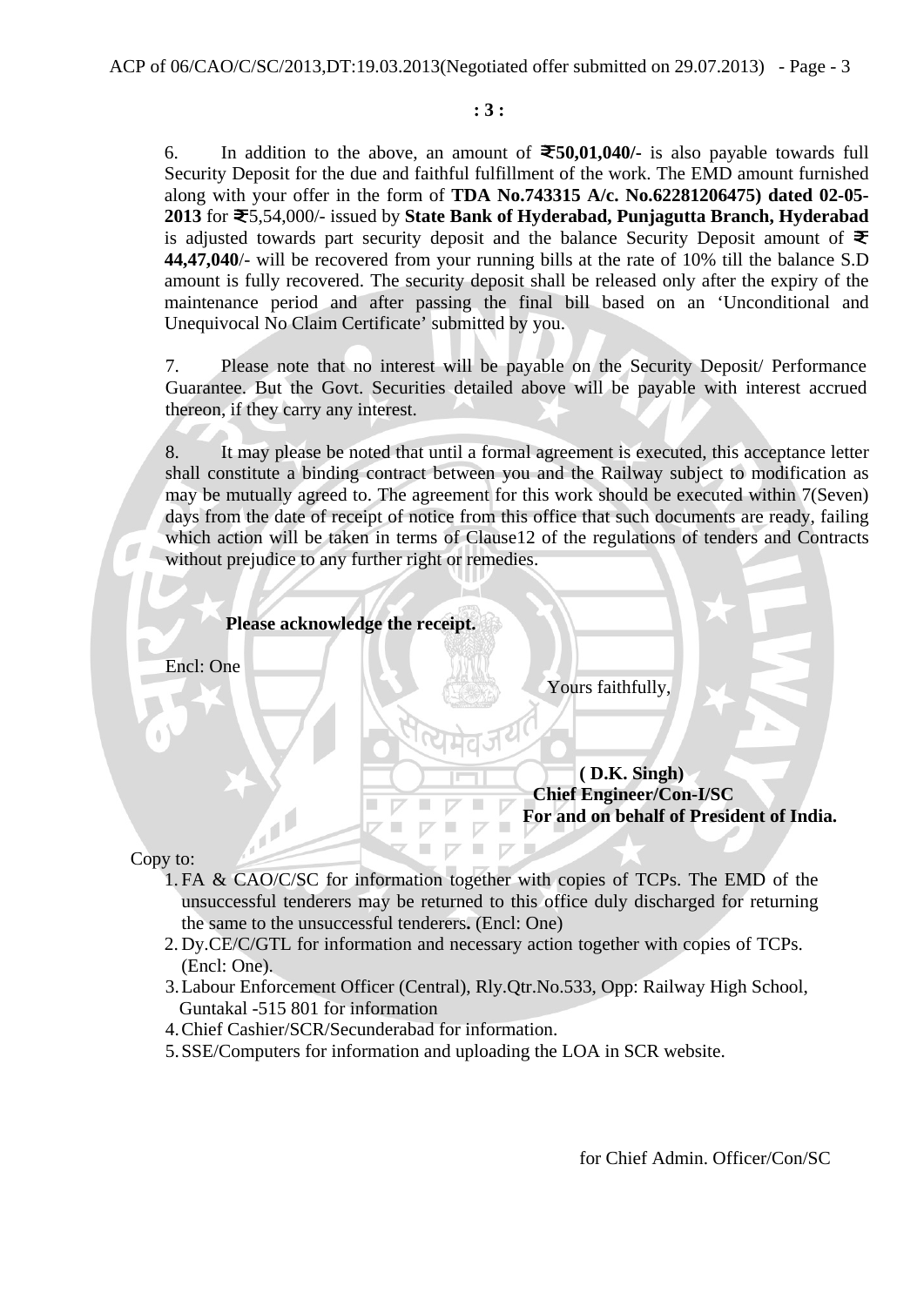**: 3 :**

6. In addition to the above, an amount of **₹50,01,040/-** is also payable towards full Security Deposit for the due and faithful fulfillment of the work. The EMD amount furnished along with your offer in the form of **TDA No.743315 A/c. No.62281206475) dated 02-05-2013** for ₹5,54,000/- issued by **State Bank of Hyderabad, Punjagutta Branch, Hyderabad** is adjusted towards part security deposit and the balance Security Deposit amount of **₹ 44,47,040**/- will be recovered from your running bills at the rate of 10% till the balance S.D amount is fully recovered. The security deposit shall be released only after the expiry of the maintenance period and after passing the final bill based on an 'Unconditional and Unequivocal No Claim Certificate' submitted by you.

7. Please note that no interest will be payable on the Security Deposit/ Performance Guarantee. But the Govt. Securities detailed above will be payable with interest accrued thereon, if they carry any interest.

8. It may please be noted that until a formal agreement is executed, this acceptance letter shall constitute a binding contract between you and the Railway subject to modification as may be mutually agreed to. The agreement for this work should be executed within 7(Seven) days from the date of receipt of notice from this office that such documents are ready, failing which action will be taken in terms of Clause12 of the regulations of tenders and Contracts without prejudice to any further right or remedies.

**Please acknowledge the receipt.**

Encl: One

Yours faithfully,

**( D.K. Singh)**
**Chief Engineer/Con-I/SC**
**For and on behalf of President of India.**

Copy to:

1. FA & CAO/C/SC for information together with copies of TCPs. The EMD of the unsuccessful tenderers may be returned to this office duly discharged for returning the same to the unsuccessful tenderers**.** (Encl: One)
2. Dy.CE/C/GTL for information and necessary action together with copies of TCPs. (Encl: One).
3. Labour Enforcement Officer (Central), Rly.Qtr.No.533, Opp: Railway High School, Guntakal -515 801 for information
4. Chief Cashier/SCR/Secunderabad for information.
5. SSE/Computers for information and uploading the LOA in SCR website.

for Chief Admin. Officer/Con/SC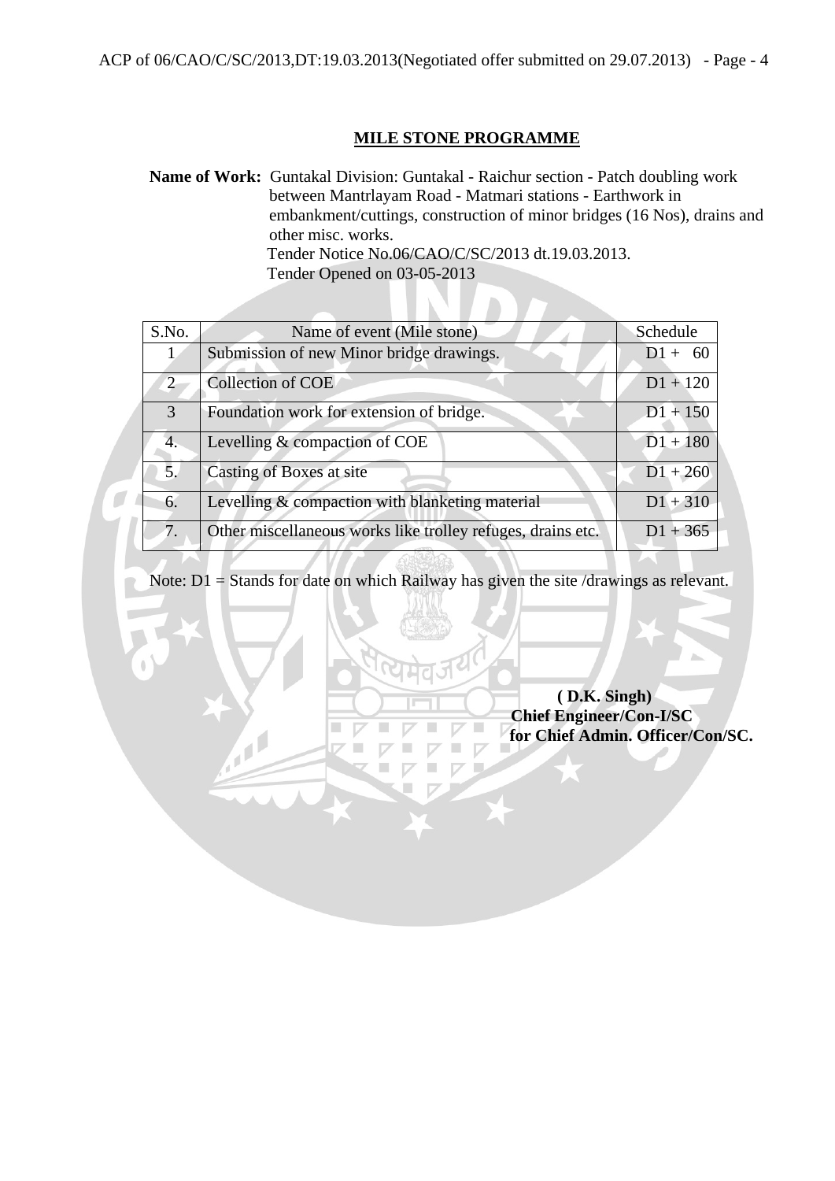## MILE STONE PROGRAMME

**Name of Work:** Guntakal Division: Guntakal - Raichur section - Patch doubling work between Mantrlayam Road - Matmari stations - Earthwork in embankment/cuttings, construction of minor bridges (16 Nos), drains and other misc. works.
Tender Notice No.06/CAO/C/SC/2013 dt.19.03.2013.
Tender Opened on 03-05-2013

| S.No. | Name of event (Mile stone) | Schedule |
|---|---|---|
| 1 | Submission of new Minor bridge drawings. | D1 + 60 |
| 2 | Collection of COE | D1 + 120 |
| 3 | Foundation work for extension of bridge. | D1 + 150 |
| 4. | Levelling & compaction of COE | D1 + 180 |
| 5. | Casting of Boxes at site | D1 + 260 |
| 6. | Levelling & compaction with blanketing material | D1 + 310 |
| 7. | Other miscellaneous works like trolley refuges, drains etc. | D1 + 365 |

Note: D1 = Stands for date on which Railway has given the site /drawings as relevant.

**( D.K. Singh)**
**Chief Engineer/Con-I/SC**
**for Chief Admin. Officer/Con/SC.**